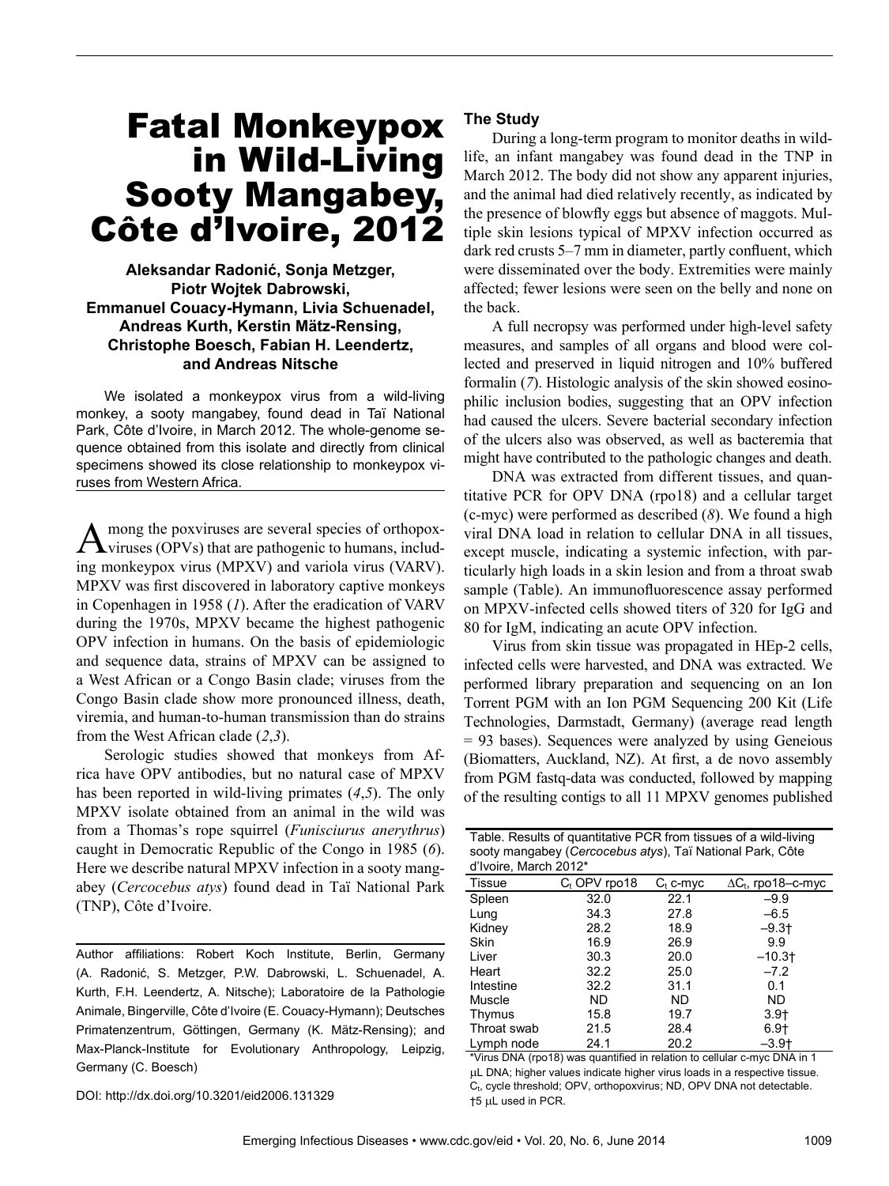# Fatal Monkeypox in Wild-Living Sooty Mangabey, Côte d'Ivoire, 2012

**Aleksandar Radonić, Sonja Metzger, Piotr Wojtek Dabrowski, Emmanuel Couacy-Hymann, Livia Schuenadel, Andreas Kurth, Kerstin Mätz-Rensing, Christophe Boesch, Fabian H. Leendertz, and Andreas Nitsche**

We isolated a monkeypox virus from a wild-living monkey, a sooty mangabey, found dead in Taï National Park, Côte d'Ivoire, in March 2012. The whole-genome sequence obtained from this isolate and directly from clinical specimens showed its close relationship to monkeypox viruses from Western Africa.

Among the poxviruses are several species of orthopoxviruses (OPVs) that are pathogenic to humans, including monkeypox virus (MPXV) and variola virus (VARV). MPXV was first discovered in laboratory captive monkeys in Copenhagen in 1958 (*1*). After the eradication of VARV during the 1970s, MPXV became the highest pathogenic OPV infection in humans. On the basis of epidemiologic and sequence data, strains of MPXV can be assigned to a West African or a Congo Basin clade; viruses from the Congo Basin clade show more pronounced illness, death, viremia, and human-to-human transmission than do strains from the West African clade (*2*,*3*).

Serologic studies showed that monkeys from Africa have OPV antibodies, but no natural case of MPXV has been reported in wild-living primates (*4*,*5*). The only MPXV isolate obtained from an animal in the wild was from a Thomas's rope squirrel (*Funisciurus anerythrus*) caught in Democratic Republic of the Congo in 1985 (*6*). Here we describe natural MPXV infection in a sooty mangabey (*Cercocebus atys*) found dead in Taï National Park (TNP), Côte d'Ivoire.

Author affiliations: Robert Koch Institute, Berlin, Germany (A. Radonić, S. Metzger, P.W. Dabrowski, L. Schuenadel, A. Kurth, F.H. Leendertz, A. Nitsche); Laboratoire de la Pathologie Animale, Bingerville, Côte d'Ivoire (E. Couacy-Hymann); Deutsches Primatenzentrum, Göttingen, Germany (K. Mätz-Rensing); and Max-Planck-Institute for Evolutionary Anthropology, Leipzig, Germany (C. Boesch)

DOI: http://dx.doi.org/10.3201/eid2006.131329

## The Study

During a long-term program to monitor deaths in wildlife, an infant mangabey was found dead in the TNP in March 2012. The body did not show any apparent injuries, and the animal had died relatively recently, as indicated by the presence of blowfly eggs but absence of maggots. Multiple skin lesions typical of MPXV infection occurred as dark red crusts 5–7 mm in diameter, partly confluent, which were disseminated over the body. Extremities were mainly affected; fewer lesions were seen on the belly and none on the back.

A full necropsy was performed under high-level safety measures, and samples of all organs and blood were collected and preserved in liquid nitrogen and 10% buffered formalin (*7*). Histologic analysis of the skin showed eosinophilic inclusion bodies, suggesting that an OPV infection had caused the ulcers. Severe bacterial secondary infection of the ulcers also was observed, as well as bacteremia that might have contributed to the pathologic changes and death.

DNA was extracted from different tissues, and quantitative PCR for OPV DNA (rpo18) and a cellular target (c-myc) were performed as described (*8*). We found a high viral DNA load in relation to cellular DNA in all tissues, except muscle, indicating a systemic infection, with particularly high loads in a skin lesion and from a throat swab sample (Table). An immunofluorescence assay performed on MPXV-infected cells showed titers of 320 for IgG and 80 for IgM, indicating an acute OPV infection.

Virus from skin tissue was propagated in HEp-2 cells, infected cells were harvested, and DNA was extracted. We performed library preparation and sequencing on an Ion Torrent PGM with an Ion PGM Sequencing 200 Kit (Life Technologies, Darmstadt, Germany) (average read length = 93 bases). Sequences were analyzed by using Geneious (Biomatters, Auckland, NZ). At first, a de novo assembly from PGM fastq-data was conducted, followed by mapping of the resulting contigs to all 11 MPXV genomes published

Table. Results of quantitative PCR from tissues of a wild-living sooty mangabey (*Cercocebus atys*), Taï National Park, Côte d'Ivoire, March 2012*

| Tissue | $C_t$ OPV rpo18 | $C_t$ c-myc | $\Delta C_t$, rpo18–c-myc |
|---|---|---|---|
| Spleen | 32.0 | 22.1 | –9.9 |
| Lung | 34.3 | 27.8 | –6.5 |
| Kidney | 28.2 | 18.9 | –9.3† |
| Skin | 16.9 | 26.9 | 9.9 |
| Liver | 30.3 | 20.0 | –10.3† |
| Heart | 32.2 | 25.0 | –7.2 |
| Intestine | 32.2 | 31.1 | 0.1 |
| Muscle | ND | ND | ND |
| Thymus | 15.8 | 19.7 | 3.9† |
| Throat swab | 21.5 | 28.4 | 6.9† |
| Lymph node | 24.1 | 20.2 | –3.9† |

*Virus DNA (rpo18) was quantified in relation to cellular c-myc DNA in 1 µL DNA; higher values indicate higher virus loads in a respective tissue. $C_t$, cycle threshold; OPV, orthopoxvirus; ND, OPV DNA not detectable.
†5 µL used in PCR.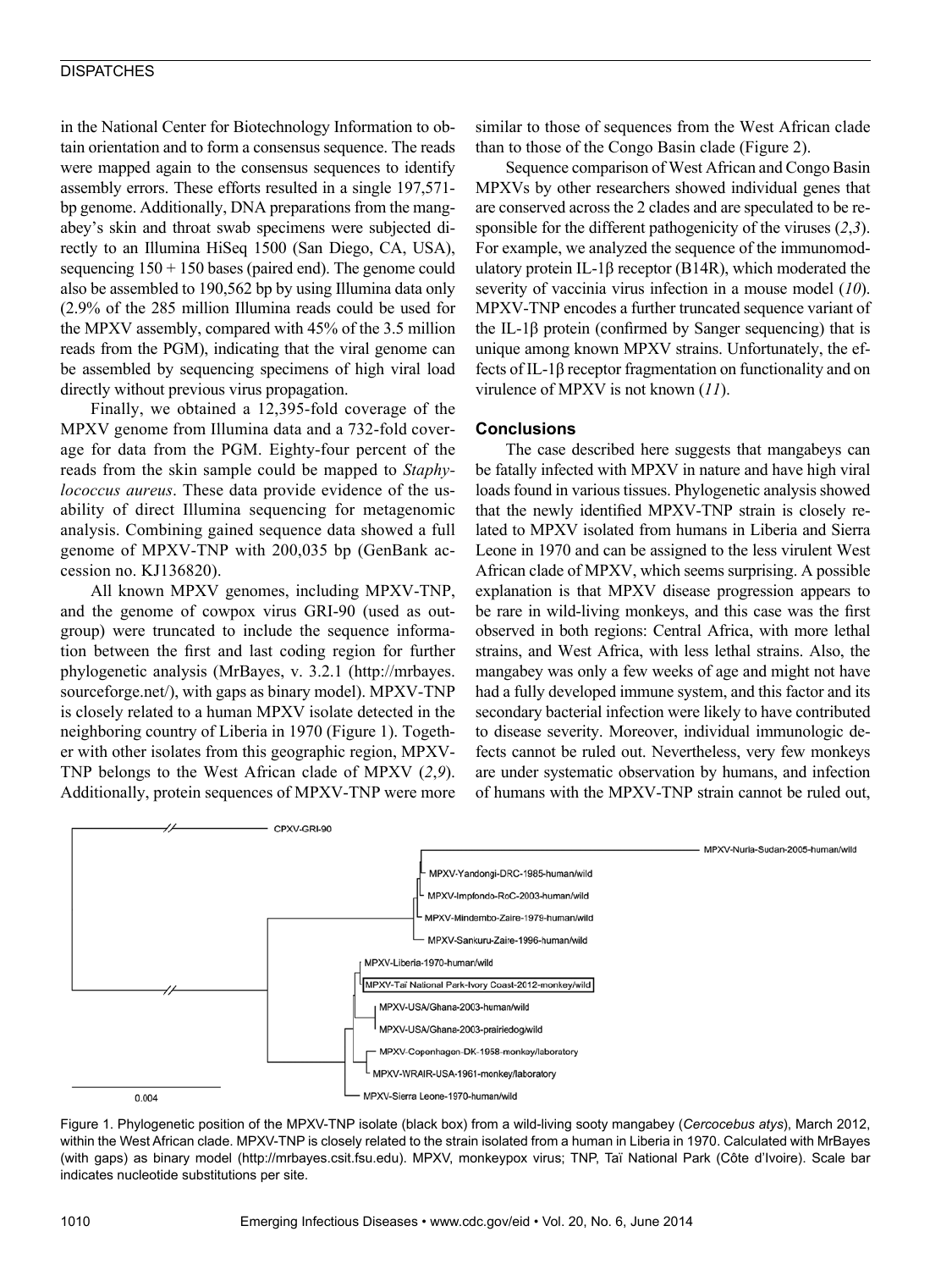in the National Center for Biotechnology Information to obtain orientation and to form a consensus sequence. The reads were mapped again to the consensus sequences to identify assembly errors. These efforts resulted in a single 197,571-bp genome. Additionally, DNA preparations from the mangabey's skin and throat swab specimens were subjected directly to an Illumina HiSeq 1500 (San Diego, CA, USA), sequencing 150 + 150 bases (paired end). The genome could also be assembled to 190,562 bp by using Illumina data only (2.9% of the 285 million Illumina reads could be used for the MPXV assembly, compared with 45% of the 3.5 million reads from the PGM), indicating that the viral genome can be assembled by sequencing specimens of high viral load directly without previous virus propagation.

Finally, we obtained a 12,395-fold coverage of the MPXV genome from Illumina data and a 732-fold coverage for data from the PGM. Eighty-four percent of the reads from the skin sample could be mapped to *Staphylococcus aureus*. These data provide evidence of the usability of direct Illumina sequencing for metagenomic analysis. Combining gained sequence data showed a full genome of MPXV-TNP with 200,035 bp (GenBank accession no. KJ136820).

All known MPXV genomes, including MPXV-TNP, and the genome of cowpox virus GRI-90 (used as outgroup) were truncated to include the sequence information between the first and last coding region for further phylogenetic analysis (MrBayes, v. 3.2.1 (http://mrbayes.sourceforge.net/), with gaps as binary model). MPXV-TNP is closely related to a human MPXV isolate detected in the neighboring country of Liberia in 1970 (Figure 1). Together with other isolates from this geographic region, MPXV-TNP belongs to the West African clade of MPXV (*2*,*9*). Additionally, protein sequences of MPXV-TNP were more similar to those of sequences from the West African clade than to those of the Congo Basin clade (Figure 2).

Sequence comparison of West African and Congo Basin MPXVs by other researchers showed individual genes that are conserved across the 2 clades and are speculated to be responsible for the different pathogenicity of the viruses (*2*,*3*). For example, we analyzed the sequence of the immunomodulatory protein IL-1β receptor (B14R), which moderated the severity of vaccinia virus infection in a mouse model (*10*). MPXV-TNP encodes a further truncated sequence variant of the IL-1β protein (confirmed by Sanger sequencing) that is unique among known MPXV strains. Unfortunately, the effects of IL-1β receptor fragmentation on functionality and on virulence of MPXV is not known (*11*).

## Conclusions

The case described here suggests that mangabeys can be fatally infected with MPXV in nature and have high viral loads found in various tissues. Phylogenetic analysis showed that the newly identified MPXV-TNP strain is closely related to MPXV isolated from humans in Liberia and Sierra Leone in 1970 and can be assigned to the less virulent West African clade of MPXV, which seems surprising. A possible explanation is that MPXV disease progression appears to be rare in wild-living monkeys, and this case was the first observed in both regions: Central Africa, with more lethal strains, and West Africa, with less lethal strains. Also, the mangabey was only a few weeks of age and might not have had a fully developed immune system, and this factor and its secondary bacterial infection were likely to have contributed to disease severity. Moreover, individual immunologic defects cannot be ruled out. Nevertheless, very few monkeys are under systematic observation by humans, and infection of humans with the MPXV-TNP strain cannot be ruled out,

Figure 1. Phylogenetic position of the MPXV-TNP isolate (black box) from a wild-living sooty mangabey (*Cercocebus atys*), March 2012, within the West African clade. MPXV-TNP is closely related to the strain isolated from a human in Liberia in 1970. Calculated with MrBayes (with gaps) as binary model (http://mrbayes.csit.fsu.edu). MPXV, monkeypox virus; TNP, Taï National Park (Côte d'Ivoire). Scale bar indicates nucleotide substitutions per site.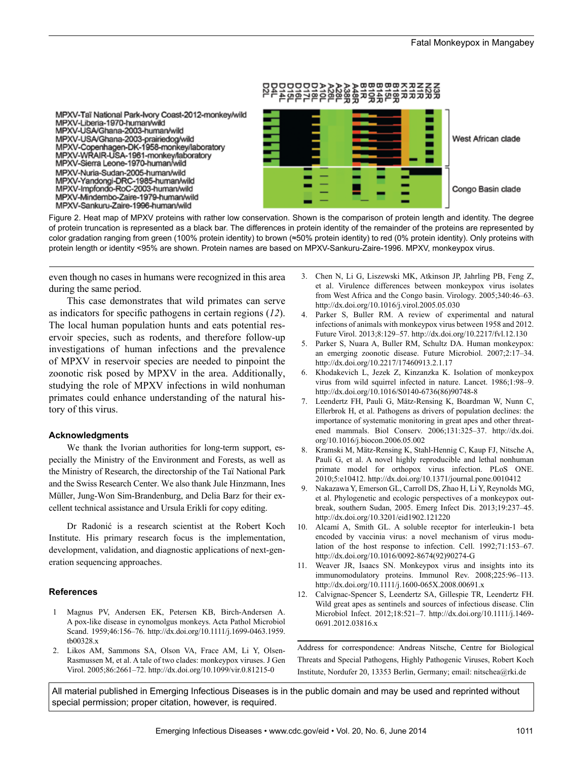D2L
D4L
D14L
D15L
D16L
D17L
D18L
A10L
A26L
A28L
A38R
A48R
B1R
B10R
B14R
B15L
B18R
K1R
R1R
N1R
N2R
N3R

MPXV-Taï National Park-Ivory Coast-2012-monkey/wild
MPXV-Liberia-1970-human/wild
MPXV-USA/Ghana-2003-human/wild
MPXV-USA/Ghana-2003-prairiedog/wild
MPXV-Copenhagen-DK-1958-monkey/laboratory
MPXV-WRAIR-USA-1961-monkey/laboratory
MPXV-Sierra Leone-1970-human/wild
MPXV-Nuria-Sudan-2005-human/wild
MPXV-Yandongi-DRC-1985-human/wild
MPXV-Impfondo-RoC-2003-human/wild
MPXV-Mindembo-Zaire-1979-human/wild
MPXV-Sankuru-Zaire-1996-human/wild

West African clade

Congo Basin clade

Figure 2. Heat map of MPXV proteins with rather low conservation. Shown is the comparison of protein length and identity. The degree of protein truncation is represented as a black bar. The differences in protein identity of the remainder of the proteins are represented by color gradation ranging from green (100% protein identity) to brown (≈50% protein identity) to red (0% protein identity). Only proteins with protein length or identity <95% are shown. Protein names are based on MPXV-Sankuru-Zaire-1996. MPXV, monkeypox virus.

even though no cases in humans were recognized in this area during the same period.

This case demonstrates that wild primates can serve as indicators for specific pathogens in certain regions (*12*). The local human population hunts and eats potential reservoir species, such as rodents, and therefore follow-up investigations of human infections and the prevalence of MPXV in reservoir species are needed to pinpoint the zoonotic risk posed by MPXV in the area. Additionally, studying the role of MPXV infections in wild nonhuman primates could enhance understanding of the natural history of this virus.

## Acknowledgments

We thank the Ivorian authorities for long-term support, especially the Ministry of the Environment and Forests, as well as the Ministry of Research, the directorship of the Taï National Park and the Swiss Research Center. We also thank Jule Hinzmann, Ines Müller, Jung-Won Sim-Brandenburg, and Delia Barz for their excellent technical assistance and Ursula Erikli for copy editing.

Dr Radonić is a research scientist at the Robert Koch Institute. His primary research focus is the implementation, development, validation, and diagnostic applications of next-generation sequencing approaches.

## References

1. Magnus PV, Andersen EK, Petersen KB, Birch-Andersen A. A pox-like disease in cynomolgus monkeys. Acta Pathol Microbiol Scand. 1959;46:156–76. http://dx.doi.org/10.1111/j.1699-0463.1959.tb00328.x
2. Likos AM, Sammons SA, Olson VA, Frace AM, Li Y, Olsen-Rasmussen M, et al. A tale of two clades: monkeypox viruses. J Gen Virol. 2005;86:2661–72. http://dx.doi.org/10.1099/vir.0.81215-0
3. Chen N, Li G, Liszewski MK, Atkinson JP, Jahrling PB, Feng Z, et al. Virulence differences between monkeypox virus isolates from West Africa and the Congo basin. Virology. 2005;340:46–63. http://dx.doi.org/10.1016/j.virol.2005.05.030
4. Parker S, Buller RM. A review of experimental and natural infections of animals with monkeypox virus between 1958 and 2012. Future Virol. 2013;8:129–57. http://dx.doi.org/10.2217/fvl.12.130
5. Parker S, Nuara A, Buller RM, Schultz DA. Human monkeypox: an emerging zoonotic disease. Future Microbiol. 2007;2:17–34. http://dx.doi.org/10.2217/17460913.2.1.17
6. Khodakevich L, Jezek Z, Kinzanzka K. Isolation of monkeypox virus from wild squirrel infected in nature. Lancet. 1986;1:98–9. http://dx.doi.org/10.1016/S0140-6736(86)90748-8
7. Leendertz FH, Pauli G, Mätz-Rensing K, Boardman W, Nunn C, Ellerbrok H, et al. Pathogens as drivers of population declines: the importance of systematic monitoring in great apes and other threatened mammals. Biol Conserv. 2006;131:325–37. http://dx.doi.org/10.1016/j.biocon.2006.05.002
8. Kramski M, Mätz-Rensing K, Stahl-Hennig C, Kaup FJ, Nitsche A, Pauli G, et al. A novel highly reproducible and lethal nonhuman primate model for orthopox virus infection. PLoS ONE. 2010;5:e10412. http://dx.doi.org/10.1371/journal.pone.0010412
9. Nakazawa Y, Emerson GL, Carroll DS, Zhao H, Li Y, Reynolds MG, et al. Phylogenetic and ecologic perspectives of a monkeypox outbreak, southern Sudan, 2005. Emerg Infect Dis. 2013;19:237–45. http://dx.doi.org/10.3201/eid1902.121220
10. Alcamí A, Smith GL. A soluble receptor for interleukin-1 beta encoded by vaccinia virus: a novel mechanism of virus modulation of the host response to infection. Cell. 1992;71:153–67. http://dx.doi.org/10.1016/0092-8674(92)90274-G
11. Weaver JR, Isaacs SN. Monkeypox virus and insights into its immunomodulatory proteins. Immunol Rev. 2008;225:96–113. http://dx.doi.org/10.1111/j.1600-065X.2008.00691.x
12. Calvignac-Spencer S, Leendertz SA, Gillespie TR, Leendertz FH. Wild great apes as sentinels and sources of infectious disease. Clin Microbiol Infect. 2012;18:521–7. http://dx.doi.org/10.1111/j.1469-0691.2012.03816.x

Address for correspondence: Andreas Nitsche, Centre for Biological Threats and Special Pathogens, Highly Pathogenic Viruses, Robert Koch Institute, Nordufer 20, 13353 Berlin, Germany; email: nitscha@rki.de

All material published in Emerging Infectious Diseases is in the public domain and may be used and reprinted without special permission; proper citation, however, is required.